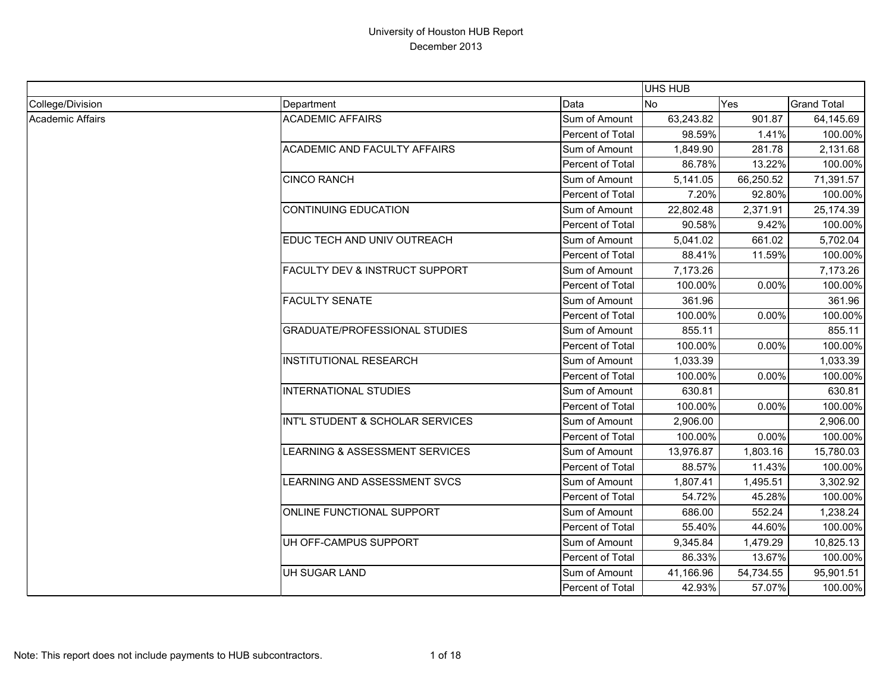# University of Houston HUB Report

December 2013

| | | | UHS HUB | | |
|---|---|---|---|---|---|
| College/Division | Department | Data | No | Yes | Grand Total |
| Academic Affairs | ACADEMIC AFFAIRS | Sum of Amount | 63,243.82 | 901.87 | 64,145.69 |
| | | Percent of Total | 98.59% | 1.41% | 100.00% |
| | ACADEMIC AND FACULTY AFFAIRS | Sum of Amount | 1,849.90 | 281.78 | 2,131.68 |
| | | Percent of Total | 86.78% | 13.22% | 100.00% |
| | CINCO RANCH | Sum of Amount | 5,141.05 | 66,250.52 | 71,391.57 |
| | | Percent of Total | 7.20% | 92.80% | 100.00% |
| | CONTINUING EDUCATION | Sum of Amount | 22,802.48 | 2,371.91 | 25,174.39 |
| | | Percent of Total | 90.58% | 9.42% | 100.00% |
| | EDUC TECH AND UNIV OUTREACH | Sum of Amount | 5,041.02 | 661.02 | 5,702.04 |
| | | Percent of Total | 88.41% | 11.59% | 100.00% |
| | FACULTY DEV & INSTRUCT SUPPORT | Sum of Amount | 7,173.26 | | 7,173.26 |
| | | Percent of Total | 100.00% | 0.00% | 100.00% |
| | FACULTY SENATE | Sum of Amount | 361.96 | | 361.96 |
| | | Percent of Total | 100.00% | 0.00% | 100.00% |
| | GRADUATE/PROFESSIONAL STUDIES | Sum of Amount | 855.11 | | 855.11 |
| | | Percent of Total | 100.00% | 0.00% | 100.00% |
| | INSTITUTIONAL RESEARCH | Sum of Amount | 1,033.39 | | 1,033.39 |
| | | Percent of Total | 100.00% | 0.00% | 100.00% |
| | INTERNATIONAL STUDIES | Sum of Amount | 630.81 | | 630.81 |
| | | Percent of Total | 100.00% | 0.00% | 100.00% |
| | INT'L STUDENT & SCHOLAR SERVICES | Sum of Amount | 2,906.00 | | 2,906.00 |
| | | Percent of Total | 100.00% | 0.00% | 100.00% |
| | LEARNING & ASSESSMENT SERVICES | Sum of Amount | 13,976.87 | 1,803.16 | 15,780.03 |
| | | Percent of Total | 88.57% | 11.43% | 100.00% |
| | LEARNING AND ASSESSMENT SVCS | Sum of Amount | 1,807.41 | 1,495.51 | 3,302.92 |
| | | Percent of Total | 54.72% | 45.28% | 100.00% |
| | ONLINE FUNCTIONAL SUPPORT | Sum of Amount | 686.00 | 552.24 | 1,238.24 |
| | | Percent of Total | 55.40% | 44.60% | 100.00% |
| | UH OFF-CAMPUS SUPPORT | Sum of Amount | 9,345.84 | 1,479.29 | 10,825.13 |
| | | Percent of Total | 86.33% | 13.67% | 100.00% |
| | UH SUGAR LAND | Sum of Amount | 41,166.96 | 54,734.55 | 95,901.51 |
| | | Percent of Total | 42.93% | 57.07% | 100.00% |

Note: This report does not include payments to HUB subcontractors.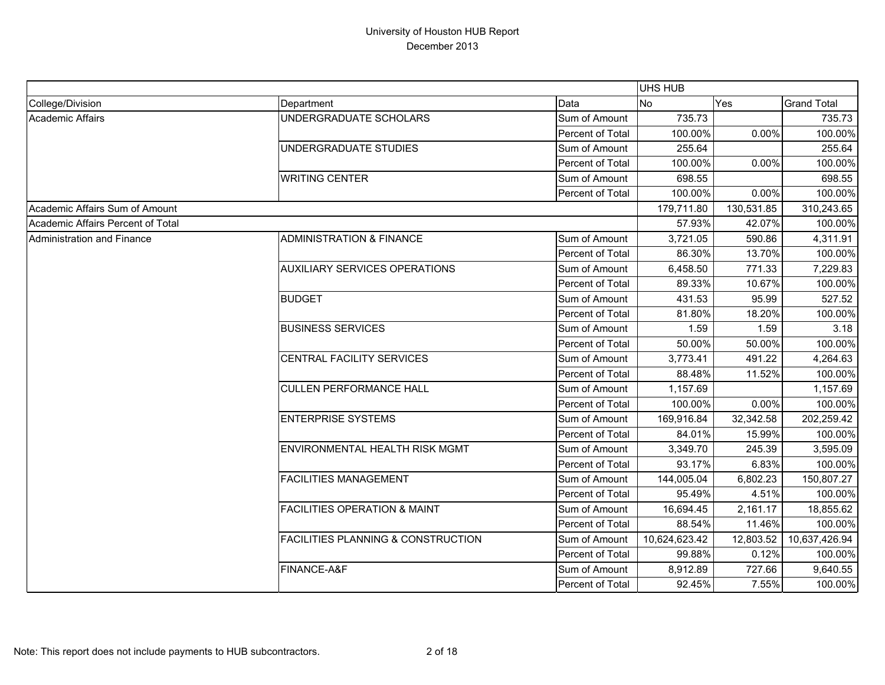University of Houston HUB Report
December 2013

| | | | UHS HUB | | |
|---|---|---|---|---|---|
| College/Division | Department | Data | No | Yes | Grand Total |
| Academic Affairs | UNDERGRADUATE SCHOLARS | Sum of Amount | 735.73 | | 735.73 |
| | | Percent of Total | 100.00% | 0.00% | 100.00% |
| | UNDERGRADUATE STUDIES | Sum of Amount | 255.64 | | 255.64 |
| | | Percent of Total | 100.00% | 0.00% | 100.00% |
| | WRITING CENTER | Sum of Amount | 698.55 | | 698.55 |
| | | Percent of Total | 100.00% | 0.00% | 100.00% |
| Academic Affairs Sum of Amount | | | 179,711.80 | 130,531.85 | 310,243.65 |
| Academic Affairs Percent of Total | | | 57.93% | 42.07% | 100.00% |
| Administration and Finance | ADMINISTRATION & FINANCE | Sum of Amount | 3,721.05 | 590.86 | 4,311.91 |
| | | Percent of Total | 86.30% | 13.70% | 100.00% |
| | AUXILIARY SERVICES OPERATIONS | Sum of Amount | 6,458.50 | 771.33 | 7,229.83 |
| | | Percent of Total | 89.33% | 10.67% | 100.00% |
| | BUDGET | Sum of Amount | 431.53 | 95.99 | 527.52 |
| | | Percent of Total | 81.80% | 18.20% | 100.00% |
| | BUSINESS SERVICES | Sum of Amount | 1.59 | 1.59 | 3.18 |
| | | Percent of Total | 50.00% | 50.00% | 100.00% |
| | CENTRAL FACILITY SERVICES | Sum of Amount | 3,773.41 | 491.22 | 4,264.63 |
| | | Percent of Total | 88.48% | 11.52% | 100.00% |
| | CULLEN PERFORMANCE HALL | Sum of Amount | 1,157.69 | | 1,157.69 |
| | | Percent of Total | 100.00% | 0.00% | 100.00% |
| | ENTERPRISE SYSTEMS | Sum of Amount | 169,916.84 | 32,342.58 | 202,259.42 |
| | | Percent of Total | 84.01% | 15.99% | 100.00% |
| | ENVIRONMENTAL HEALTH RISK MGMT | Sum of Amount | 3,349.70 | 245.39 | 3,595.09 |
| | | Percent of Total | 93.17% | 6.83% | 100.00% |
| | FACILITIES MANAGEMENT | Sum of Amount | 144,005.04 | 6,802.23 | 150,807.27 |
| | | Percent of Total | 95.49% | 4.51% | 100.00% |
| | FACILITIES OPERATION & MAINT | Sum of Amount | 16,694.45 | 2,161.17 | 18,855.62 |
| | | Percent of Total | 88.54% | 11.46% | 100.00% |
| | FACILITIES PLANNING & CONSTRUCTION | Sum of Amount | 10,624,623.42 | 12,803.52 | 10,637,426.94 |
| | | Percent of Total | 99.88% | 0.12% | 100.00% |
| | FINANCE-A&F | Sum of Amount | 8,912.89 | 727.66 | 9,640.55 |
| | | Percent of Total | 92.45% | 7.55% | 100.00% |

Note: This report does not include payments to HUB subcontractors.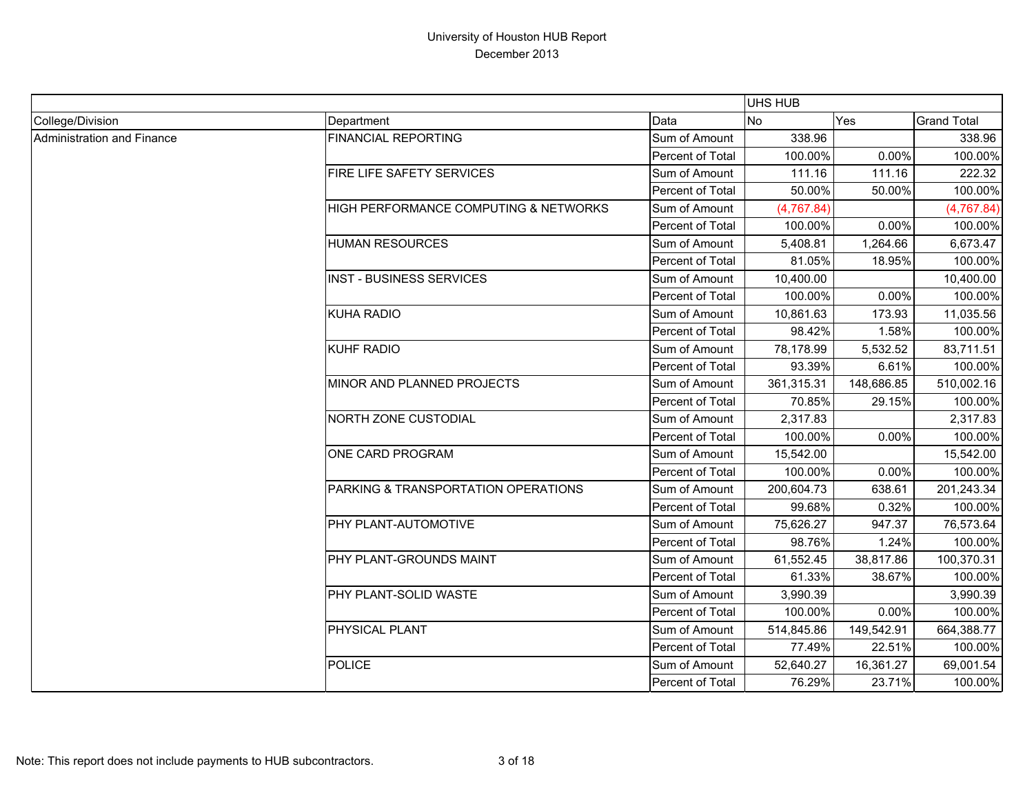University of Houston HUB Report
December 2013

| | | | UHS HUB | | |
|---|---|---|---|---|---|
| College/Division | Department | Data | No | Yes | Grand Total |
| Administration and Finance | FINANCIAL REPORTING | Sum of Amount | 338.96 | | 338.96 |
| | | Percent of Total | 100.00% | 0.00% | 100.00% |
| | FIRE LIFE SAFETY SERVICES | Sum of Amount | 111.16 | 111.16 | 222.32 |
| | | Percent of Total | 50.00% | 50.00% | 100.00% |
| | HIGH PERFORMANCE COMPUTING & NETWORKS | Sum of Amount | (4,767.84) | | (4,767.84) |
| | | Percent of Total | 100.00% | 0.00% | 100.00% |
| | HUMAN RESOURCES | Sum of Amount | 5,408.81 | 1,264.66 | 6,673.47 |
| | | Percent of Total | 81.05% | 18.95% | 100.00% |
| | INST - BUSINESS SERVICES | Sum of Amount | 10,400.00 | | 10,400.00 |
| | | Percent of Total | 100.00% | 0.00% | 100.00% |
| | KUHA RADIO | Sum of Amount | 10,861.63 | 173.93 | 11,035.56 |
| | | Percent of Total | 98.42% | 1.58% | 100.00% |
| | KUHF RADIO | Sum of Amount | 78,178.99 | 5,532.52 | 83,711.51 |
| | | Percent of Total | 93.39% | 6.61% | 100.00% |
| | MINOR AND PLANNED PROJECTS | Sum of Amount | 361,315.31 | 148,686.85 | 510,002.16 |
| | | Percent of Total | 70.85% | 29.15% | 100.00% |
| | NORTH ZONE CUSTODIAL | Sum of Amount | 2,317.83 | | 2,317.83 |
| | | Percent of Total | 100.00% | 0.00% | 100.00% |
| | ONE CARD PROGRAM | Sum of Amount | 15,542.00 | | 15,542.00 |
| | | Percent of Total | 100.00% | 0.00% | 100.00% |
| | PARKING & TRANSPORTATION OPERATIONS | Sum of Amount | 200,604.73 | 638.61 | 201,243.34 |
| | | Percent of Total | 99.68% | 0.32% | 100.00% |
| | PHY PLANT-AUTOMOTIVE | Sum of Amount | 75,626.27 | 947.37 | 76,573.64 |
| | | Percent of Total | 98.76% | 1.24% | 100.00% |
| | PHY PLANT-GROUNDS MAINT | Sum of Amount | 61,552.45 | 38,817.86 | 100,370.31 |
| | | Percent of Total | 61.33% | 38.67% | 100.00% |
| | PHY PLANT-SOLID WASTE | Sum of Amount | 3,990.39 | | 3,990.39 |
| | | Percent of Total | 100.00% | 0.00% | 100.00% |
| | PHYSICAL PLANT | Sum of Amount | 514,845.86 | 149,542.91 | 664,388.77 |
| | | Percent of Total | 77.49% | 22.51% | 100.00% |
| | POLICE | Sum of Amount | 52,640.27 | 16,361.27 | 69,001.54 |
| | | Percent of Total | 76.29% | 23.71% | 100.00% |

Note: This report does not include payments to HUB subcontractors.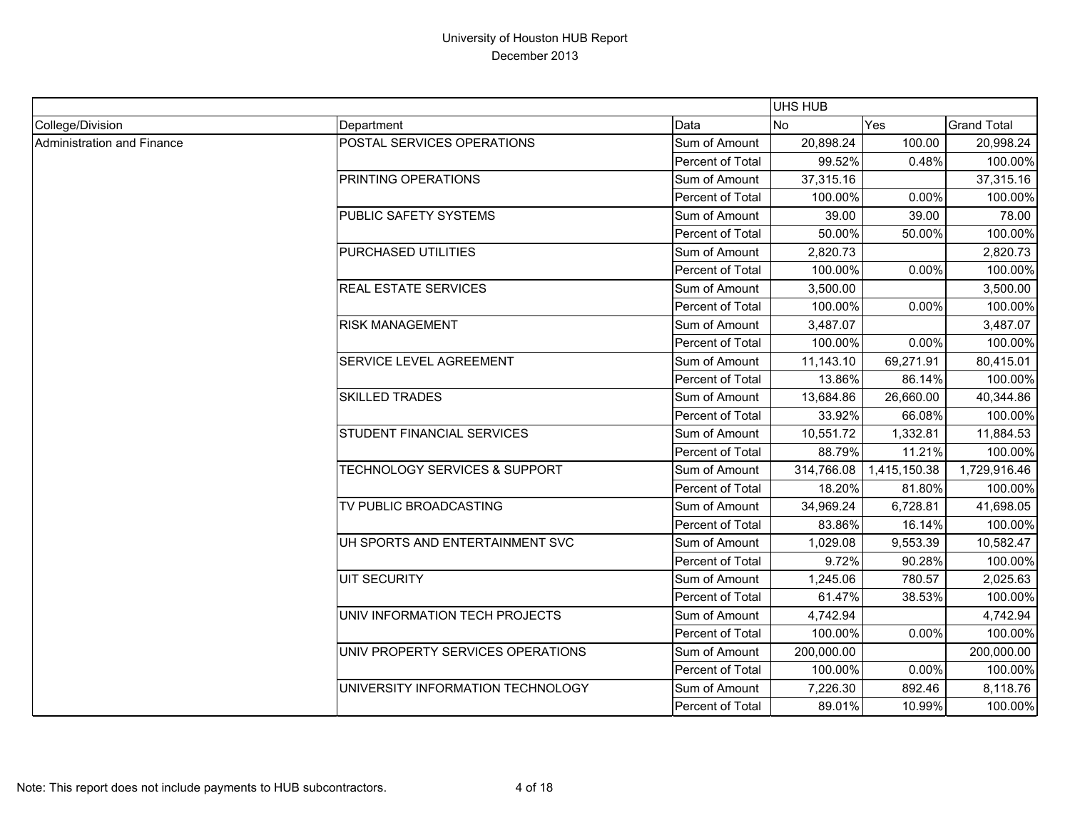University of Houston HUB Report
December 2013

| | | | UHS HUB | | |
|---|---|---|---|---|---|
| College/Division | Department | Data | No | Yes | Grand Total |
| Administration and Finance | POSTAL SERVICES OPERATIONS | Sum of Amount | 20,898.24 | 100.00 | 20,998.24 |
| | | Percent of Total | 99.52% | 0.48% | 100.00% |
| | PRINTING OPERATIONS | Sum of Amount | 37,315.16 | | 37,315.16 |
| | | Percent of Total | 100.00% | 0.00% | 100.00% |
| | PUBLIC SAFETY SYSTEMS | Sum of Amount | 39.00 | 39.00 | 78.00 |
| | | Percent of Total | 50.00% | 50.00% | 100.00% |
| | PURCHASED UTILITIES | Sum of Amount | 2,820.73 | | 2,820.73 |
| | | Percent of Total | 100.00% | 0.00% | 100.00% |
| | REAL ESTATE SERVICES | Sum of Amount | 3,500.00 | | 3,500.00 |
| | | Percent of Total | 100.00% | 0.00% | 100.00% |
| | RISK MANAGEMENT | Sum of Amount | 3,487.07 | | 3,487.07 |
| | | Percent of Total | 100.00% | 0.00% | 100.00% |
| | SERVICE LEVEL AGREEMENT | Sum of Amount | 11,143.10 | 69,271.91 | 80,415.01 |
| | | Percent of Total | 13.86% | 86.14% | 100.00% |
| | SKILLED TRADES | Sum of Amount | 13,684.86 | 26,660.00 | 40,344.86 |
| | | Percent of Total | 33.92% | 66.08% | 100.00% |
| | STUDENT FINANCIAL SERVICES | Sum of Amount | 10,551.72 | 1,332.81 | 11,884.53 |
| | | Percent of Total | 88.79% | 11.21% | 100.00% |
| | TECHNOLOGY SERVICES & SUPPORT | Sum of Amount | 314,766.08 | 1,415,150.38 | 1,729,916.46 |
| | | Percent of Total | 18.20% | 81.80% | 100.00% |
| | TV PUBLIC BROADCASTING | Sum of Amount | 34,969.24 | 6,728.81 | 41,698.05 |
| | | Percent of Total | 83.86% | 16.14% | 100.00% |
| | UH SPORTS AND ENTERTAINMENT SVC | Sum of Amount | 1,029.08 | 9,553.39 | 10,582.47 |
| | | Percent of Total | 9.72% | 90.28% | 100.00% |
| | UIT SECURITY | Sum of Amount | 1,245.06 | 780.57 | 2,025.63 |
| | | Percent of Total | 61.47% | 38.53% | 100.00% |
| | UNIV INFORMATION TECH PROJECTS | Sum of Amount | 4,742.94 | | 4,742.94 |
| | | Percent of Total | 100.00% | 0.00% | 100.00% |
| | UNIV PROPERTY SERVICES OPERATIONS | Sum of Amount | 200,000.00 | | 200,000.00 |
| | | Percent of Total | 100.00% | 0.00% | 100.00% |
| | UNIVERSITY INFORMATION TECHNOLOGY | Sum of Amount | 7,226.30 | 892.46 | 8,118.76 |
| | | Percent of Total | 89.01% | 10.99% | 100.00% |

Note: This report does not include payments to HUB subcontractors.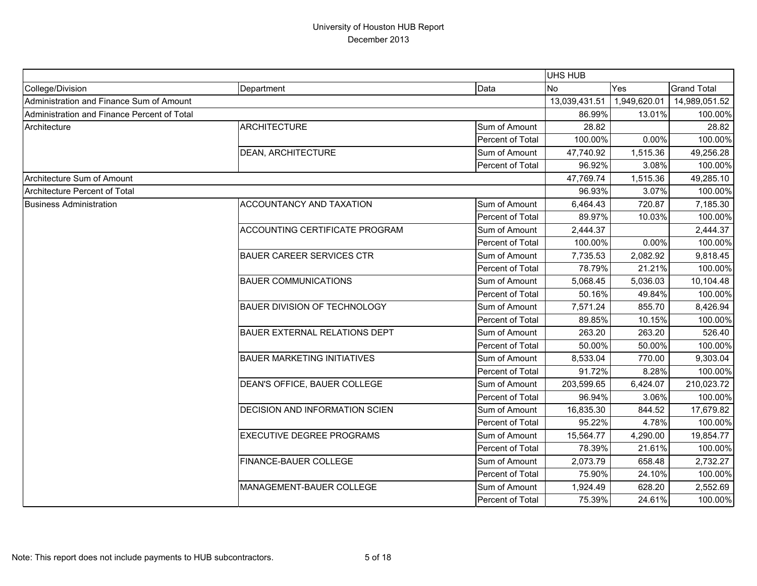# University of Houston HUB Report
## December 2013

| | | | UHS HUB | | |
|---|---|---|---|---|---|
| College/Division | Department | Data | No | Yes | Grand Total |
| Administration and Finance Sum of Amount | | | 13,039,431.51 | 1,949,620.01 | 14,989,051.52 |
| Administration and Finance Percent of Total | | | 86.99% | 13.01% | 100.00% |
| Architecture | ARCHITECTURE | Sum of Amount | 28.82 | | 28.82 |
| | | Percent of Total | 100.00% | 0.00% | 100.00% |
| | DEAN, ARCHITECTURE | Sum of Amount | 47,740.92 | 1,515.36 | 49,256.28 |
| | | Percent of Total | 96.92% | 3.08% | 100.00% |
| Architecture Sum of Amount | | | 47,769.74 | 1,515.36 | 49,285.10 |
| Architecture Percent of Total | | | 96.93% | 3.07% | 100.00% |
| Business Administration | ACCOUNTANCY AND TAXATION | Sum of Amount | 6,464.43 | 720.87 | 7,185.30 |
| | | Percent of Total | 89.97% | 10.03% | 100.00% |
| | ACCOUNTING CERTIFICATE PROGRAM | Sum of Amount | 2,444.37 | | 2,444.37 |
| | | Percent of Total | 100.00% | 0.00% | 100.00% |
| | BAUER CAREER SERVICES CTR | Sum of Amount | 7,735.53 | 2,082.92 | 9,818.45 |
| | | Percent of Total | 78.79% | 21.21% | 100.00% |
| | BAUER COMMUNICATIONS | Sum of Amount | 5,068.45 | 5,036.03 | 10,104.48 |
| | | Percent of Total | 50.16% | 49.84% | 100.00% |
| | BAUER DIVISION OF TECHNOLOGY | Sum of Amount | 7,571.24 | 855.70 | 8,426.94 |
| | | Percent of Total | 89.85% | 10.15% | 100.00% |
| | BAUER EXTERNAL RELATIONS DEPT | Sum of Amount | 263.20 | 263.20 | 526.40 |
| | | Percent of Total | 50.00% | 50.00% | 100.00% |
| | BAUER MARKETING INITIATIVES | Sum of Amount | 8,533.04 | 770.00 | 9,303.04 |
| | | Percent of Total | 91.72% | 8.28% | 100.00% |
| | DEAN'S OFFICE, BAUER COLLEGE | Sum of Amount | 203,599.65 | 6,424.07 | 210,023.72 |
| | | Percent of Total | 96.94% | 3.06% | 100.00% |
| | DECISION AND INFORMATION SCIEN | Sum of Amount | 16,835.30 | 844.52 | 17,679.82 |
| | | Percent of Total | 95.22% | 4.78% | 100.00% |
| | EXECUTIVE DEGREE PROGRAMS | Sum of Amount | 15,564.77 | 4,290.00 | 19,854.77 |
| | | Percent of Total | 78.39% | 21.61% | 100.00% |
| | FINANCE-BAUER COLLEGE | Sum of Amount | 2,073.79 | 658.48 | 2,732.27 |
| | | Percent of Total | 75.90% | 24.10% | 100.00% |
| | MANAGEMENT-BAUER COLLEGE | Sum of Amount | 1,924.49 | 628.20 | 2,552.69 |
| | | Percent of Total | 75.39% | 24.61% | 100.00% |

Note: This report does not include payments to HUB subcontractors.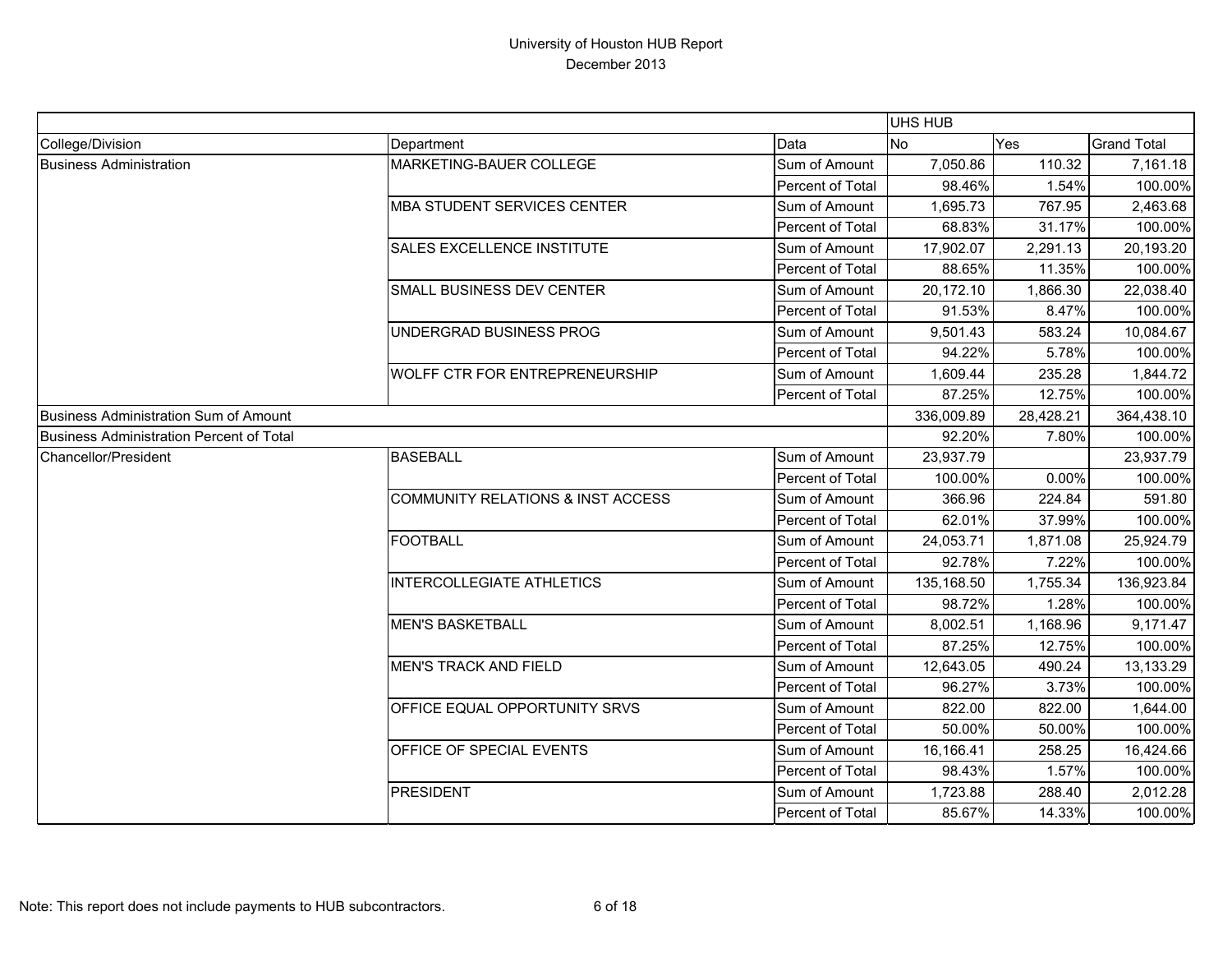# University of Houston HUB Report
## December 2013

| | | | UHS HUB | | |
|---|---|---|---|---|---|
| College/Division | Department | Data | No | Yes | Grand Total |
| Business Administration | MARKETING-BAUER COLLEGE | Sum of Amount | 7,050.86 | 110.32 | 7,161.18 |
| | | Percent of Total | 98.46% | 1.54% | 100.00% |
| | MBA STUDENT SERVICES CENTER | Sum of Amount | 1,695.73 | 767.95 | 2,463.68 |
| | | Percent of Total | 68.83% | 31.17% | 100.00% |
| | SALES EXCELLENCE INSTITUTE | Sum of Amount | 17,902.07 | 2,291.13 | 20,193.20 |
| | | Percent of Total | 88.65% | 11.35% | 100.00% |
| | SMALL BUSINESS DEV CENTER | Sum of Amount | 20,172.10 | 1,866.30 | 22,038.40 |
| | | Percent of Total | 91.53% | 8.47% | 100.00% |
| | UNDERGRAD BUSINESS PROG | Sum of Amount | 9,501.43 | 583.24 | 10,084.67 |
| | | Percent of Total | 94.22% | 5.78% | 100.00% |
| | WOLFF CTR FOR ENTREPRENEURSHIP | Sum of Amount | 1,609.44 | 235.28 | 1,844.72 |
| | | Percent of Total | 87.25% | 12.75% | 100.00% |
| Business Administration Sum of Amount | | | 336,009.89 | 28,428.21 | 364,438.10 |
| Business Administration Percent of Total | | | 92.20% | 7.80% | 100.00% |
| Chancellor/President | BASEBALL | Sum of Amount | 23,937.79 | | 23,937.79 |
| | | Percent of Total | 100.00% | 0.00% | 100.00% |
| | COMMUNITY RELATIONS & INST ACCESS | Sum of Amount | 366.96 | 224.84 | 591.80 |
| | | Percent of Total | 62.01% | 37.99% | 100.00% |
| | FOOTBALL | Sum of Amount | 24,053.71 | 1,871.08 | 25,924.79 |
| | | Percent of Total | 92.78% | 7.22% | 100.00% |
| | INTERCOLLEGIATE ATHLETICS | Sum of Amount | 135,168.50 | 1,755.34 | 136,923.84 |
| | | Percent of Total | 98.72% | 1.28% | 100.00% |
| | MEN'S BASKETBALL | Sum of Amount | 8,002.51 | 1,168.96 | 9,171.47 |
| | | Percent of Total | 87.25% | 12.75% | 100.00% |
| | MEN'S TRACK AND FIELD | Sum of Amount | 12,643.05 | 490.24 | 13,133.29 |
| | | Percent of Total | 96.27% | 3.73% | 100.00% |
| | OFFICE EQUAL OPPORTUNITY SRVS | Sum of Amount | 822.00 | 822.00 | 1,644.00 |
| | | Percent of Total | 50.00% | 50.00% | 100.00% |
| | OFFICE OF SPECIAL EVENTS | Sum of Amount | 16,166.41 | 258.25 | 16,424.66 |
| | | Percent of Total | 98.43% | 1.57% | 100.00% |
| | PRESIDENT | Sum of Amount | 1,723.88 | 288.40 | 2,012.28 |
| | | Percent of Total | 85.67% | 14.33% | 100.00% |

Note: This report does not include payments to HUB subcontractors.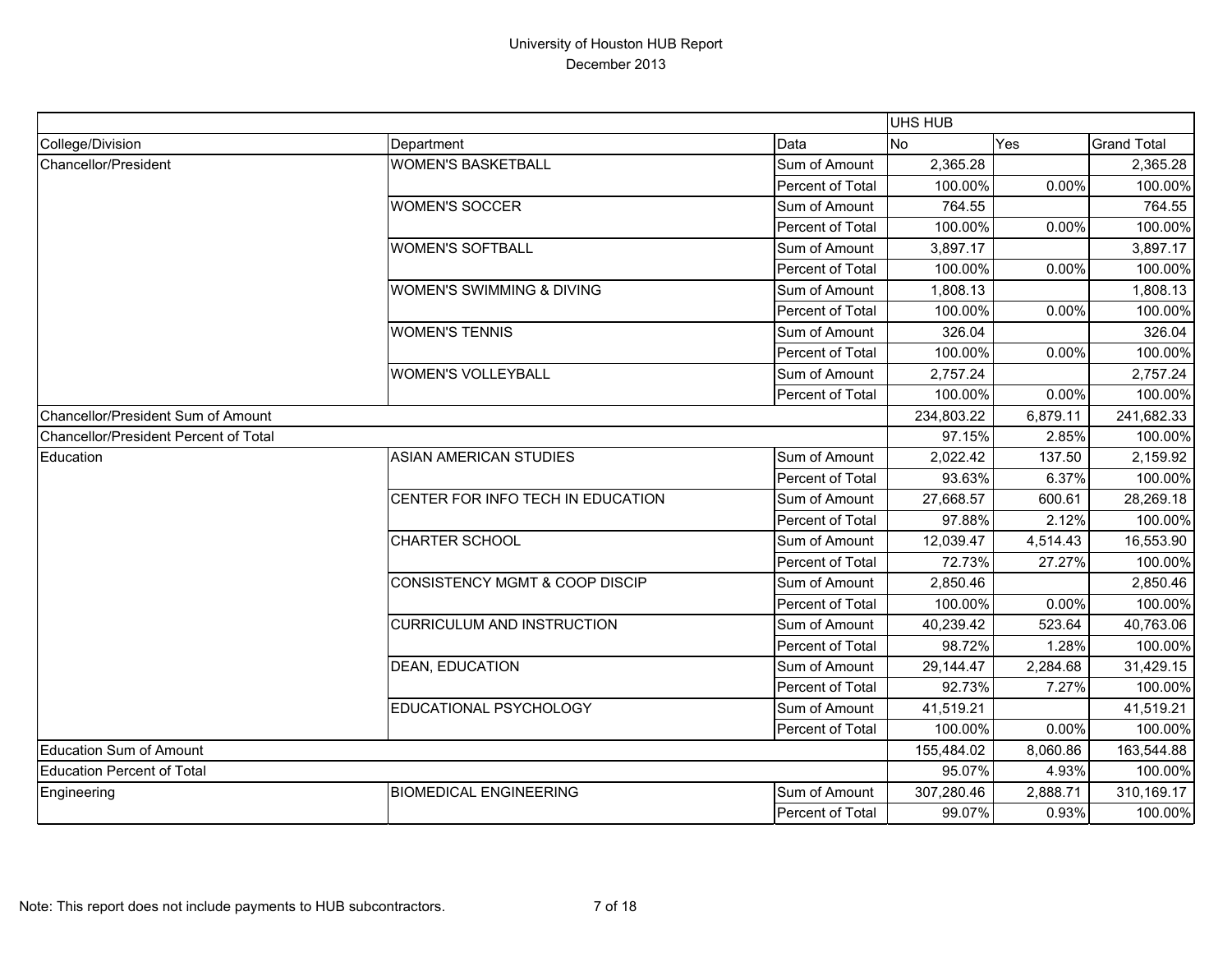# University of Houston HUB Report
December 2013

| | | | UHS HUB | | |
|---|---|---|---|---|---|
| College/Division | Department | Data | No | Yes | Grand Total |
| Chancellor/President | WOMEN'S BASKETBALL | Sum of Amount | 2,365.28 | | 2,365.28 |
| | | Percent of Total | 100.00% | 0.00% | 100.00% |
| | WOMEN'S SOCCER | Sum of Amount | 764.55 | | 764.55 |
| | | Percent of Total | 100.00% | 0.00% | 100.00% |
| | WOMEN'S SOFTBALL | Sum of Amount | 3,897.17 | | 3,897.17 |
| | | Percent of Total | 100.00% | 0.00% | 100.00% |
| | WOMEN'S SWIMMING & DIVING | Sum of Amount | 1,808.13 | | 1,808.13 |
| | | Percent of Total | 100.00% | 0.00% | 100.00% |
| | WOMEN'S TENNIS | Sum of Amount | 326.04 | | 326.04 |
| | | Percent of Total | 100.00% | 0.00% | 100.00% |
| | WOMEN'S VOLLEYBALL | Sum of Amount | 2,757.24 | | 2,757.24 |
| | | Percent of Total | 100.00% | 0.00% | 100.00% |
| Chancellor/President Sum of Amount | | | 234,803.22 | 6,879.11 | 241,682.33 |
| Chancellor/President Percent of Total | | | 97.15% | 2.85% | 100.00% |
| Education | ASIAN AMERICAN STUDIES | Sum of Amount | 2,022.42 | 137.50 | 2,159.92 |
| | | Percent of Total | 93.63% | 6.37% | 100.00% |
| | CENTER FOR INFO TECH IN EDUCATION | Sum of Amount | 27,668.57 | 600.61 | 28,269.18 |
| | | Percent of Total | 97.88% | 2.12% | 100.00% |
| | CHARTER SCHOOL | Sum of Amount | 12,039.47 | 4,514.43 | 16,553.90 |
| | | Percent of Total | 72.73% | 27.27% | 100.00% |
| | CONSISTENCY MGMT & COOP DISCIP | Sum of Amount | 2,850.46 | | 2,850.46 |
| | | Percent of Total | 100.00% | 0.00% | 100.00% |
| | CURRICULUM AND INSTRUCTION | Sum of Amount | 40,239.42 | 523.64 | 40,763.06 |
| | | Percent of Total | 98.72% | 1.28% | 100.00% |
| | DEAN, EDUCATION | Sum of Amount | 29,144.47 | 2,284.68 | 31,429.15 |
| | | Percent of Total | 92.73% | 7.27% | 100.00% |
| | EDUCATIONAL PSYCHOLOGY | Sum of Amount | 41,519.21 | | 41,519.21 |
| | | Percent of Total | 100.00% | 0.00% | 100.00% |
| Education Sum of Amount | | | 155,484.02 | 8,060.86 | 163,544.88 |
| Education Percent of Total | | | 95.07% | 4.93% | 100.00% |
| Engineering | BIOMEDICAL ENGINEERING | Sum of Amount | 307,280.46 | 2,888.71 | 310,169.17 |
| | | Percent of Total | 99.07% | 0.93% | 100.00% |

Note: This report does not include payments to HUB subcontractors.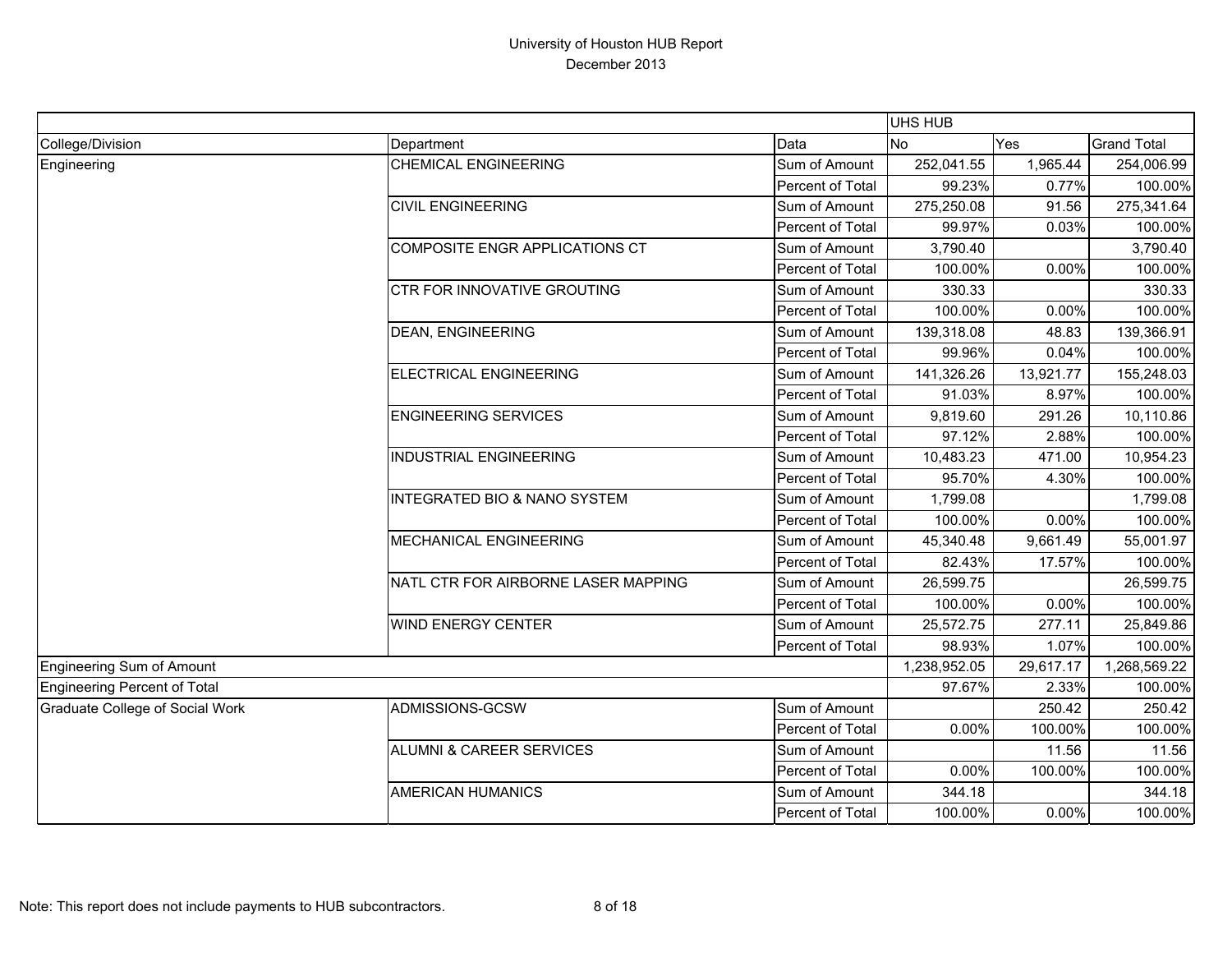University of Houston HUB Report
December 2013

| | | | UHS HUB | | |
|---|---|---|---|---|---|
| College/Division | Department | Data | No | Yes | Grand Total |
| Engineering | CHEMICAL ENGINEERING | Sum of Amount | 252,041.55 | 1,965.44 | 254,006.99 |
| | | Percent of Total | 99.23% | 0.77% | 100.00% |
| | CIVIL ENGINEERING | Sum of Amount | 275,250.08 | 91.56 | 275,341.64 |
| | | Percent of Total | 99.97% | 0.03% | 100.00% |
| | COMPOSITE ENGR APPLICATIONS CT | Sum of Amount | 3,790.40 | | 3,790.40 |
| | | Percent of Total | 100.00% | 0.00% | 100.00% |
| | CTR FOR INNOVATIVE GROUTING | Sum of Amount | 330.33 | | 330.33 |
| | | Percent of Total | 100.00% | 0.00% | 100.00% |
| | DEAN, ENGINEERING | Sum of Amount | 139,318.08 | 48.83 | 139,366.91 |
| | | Percent of Total | 99.96% | 0.04% | 100.00% |
| | ELECTRICAL ENGINEERING | Sum of Amount | 141,326.26 | 13,921.77 | 155,248.03 |
| | | Percent of Total | 91.03% | 8.97% | 100.00% |
| | ENGINEERING SERVICES | Sum of Amount | 9,819.60 | 291.26 | 10,110.86 |
| | | Percent of Total | 97.12% | 2.88% | 100.00% |
| | INDUSTRIAL ENGINEERING | Sum of Amount | 10,483.23 | 471.00 | 10,954.23 |
| | | Percent of Total | 95.70% | 4.30% | 100.00% |
| | INTEGRATED BIO & NANO SYSTEM | Sum of Amount | 1,799.08 | | 1,799.08 |
| | | Percent of Total | 100.00% | 0.00% | 100.00% |
| | MECHANICAL ENGINEERING | Sum of Amount | 45,340.48 | 9,661.49 | 55,001.97 |
| | | Percent of Total | 82.43% | 17.57% | 100.00% |
| | NATL CTR FOR AIRBORNE LASER MAPPING | Sum of Amount | 26,599.75 | | 26,599.75 |
| | | Percent of Total | 100.00% | 0.00% | 100.00% |
| | WIND ENERGY CENTER | Sum of Amount | 25,572.75 | 277.11 | 25,849.86 |
| | | Percent of Total | 98.93% | 1.07% | 100.00% |
| Engineering Sum of Amount | | | 1,238,952.05 | 29,617.17 | 1,268,569.22 |
| Engineering Percent of Total | | | 97.67% | 2.33% | 100.00% |
| Graduate College of Social Work | ADMISSIONS-GCSW | Sum of Amount | | 250.42 | 250.42 |
| | | Percent of Total | 0.00% | 100.00% | 100.00% |
| | ALUMNI & CAREER SERVICES | Sum of Amount | | 11.56 | 11.56 |
| | | Percent of Total | 0.00% | 100.00% | 100.00% |
| | AMERICAN HUMANICS | Sum of Amount | 344.18 | | 344.18 |
| | | Percent of Total | 100.00% | 0.00% | 100.00% |

Note: This report does not include payments to HUB subcontractors.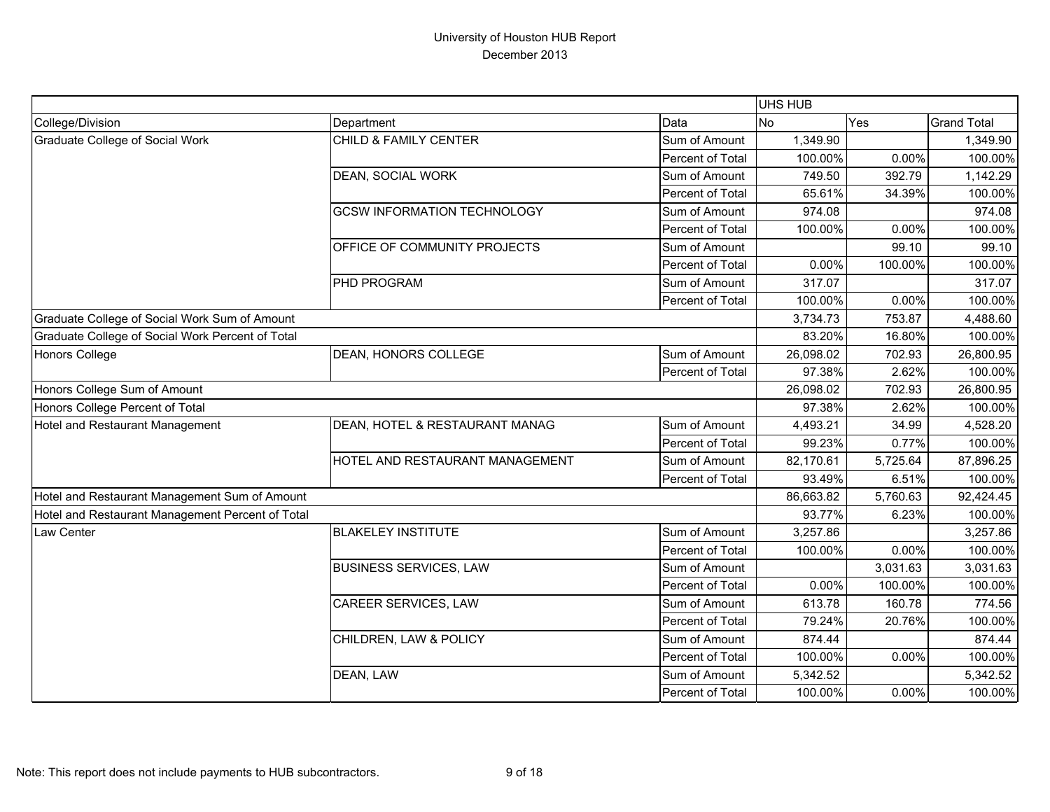# University of Houston HUB Report

December 2013

| | | | UHS HUB | | |
|---|---|---|---|---|---|
| College/Division | Department | Data | No | Yes | Grand Total |
| Graduate College of Social Work | CHILD & FAMILY CENTER | Sum of Amount | 1,349.90 | | 1,349.90 |
| | | Percent of Total | 100.00% | 0.00% | 100.00% |
| | DEAN, SOCIAL WORK | Sum of Amount | 749.50 | 392.79 | 1,142.29 |
| | | Percent of Total | 65.61% | 34.39% | 100.00% |
| | GCSW INFORMATION TECHNOLOGY | Sum of Amount | 974.08 | | 974.08 |
| | | Percent of Total | 100.00% | 0.00% | 100.00% |
| | OFFICE OF COMMUNITY PROJECTS | Sum of Amount | | 99.10 | 99.10 |
| | | Percent of Total | 0.00% | 100.00% | 100.00% |
| | PHD PROGRAM | Sum of Amount | 317.07 | | 317.07 |
| | | Percent of Total | 100.00% | 0.00% | 100.00% |
| Graduate College of Social Work Sum of Amount | | | 3,734.73 | 753.87 | 4,488.60 |
| Graduate College of Social Work Percent of Total | | | 83.20% | 16.80% | 100.00% |
| Honors College | DEAN, HONORS COLLEGE | Sum of Amount | 26,098.02 | 702.93 | 26,800.95 |
| | | Percent of Total | 97.38% | 2.62% | 100.00% |
| Honors College Sum of Amount | | | 26,098.02 | 702.93 | 26,800.95 |
| Honors College Percent of Total | | | 97.38% | 2.62% | 100.00% |
| Hotel and Restaurant Management | DEAN, HOTEL & RESTAURANT MANAG | Sum of Amount | 4,493.21 | 34.99 | 4,528.20 |
| | | Percent of Total | 99.23% | 0.77% | 100.00% |
| | HOTEL AND RESTAURANT MANAGEMENT | Sum of Amount | 82,170.61 | 5,725.64 | 87,896.25 |
| | | Percent of Total | 93.49% | 6.51% | 100.00% |
| Hotel and Restaurant Management Sum of Amount | | | 86,663.82 | 5,760.63 | 92,424.45 |
| Hotel and Restaurant Management Percent of Total | | | 93.77% | 6.23% | 100.00% |
| Law Center | BLAKELEY INSTITUTE | Sum of Amount | 3,257.86 | | 3,257.86 |
| | | Percent of Total | 100.00% | 0.00% | 100.00% |
| | BUSINESS SERVICES, LAW | Sum of Amount | | 3,031.63 | 3,031.63 |
| | | Percent of Total | 0.00% | 100.00% | 100.00% |
| | CAREER SERVICES, LAW | Sum of Amount | 613.78 | 160.78 | 774.56 |
| | | Percent of Total | 79.24% | 20.76% | 100.00% |
| | CHILDREN, LAW & POLICY | Sum of Amount | 874.44 | | 874.44 |
| | | Percent of Total | 100.00% | 0.00% | 100.00% |
| | DEAN, LAW | Sum of Amount | 5,342.52 | | 5,342.52 |
| | | Percent of Total | 100.00% | 0.00% | 100.00% |

Note: This report does not include payments to HUB subcontractors.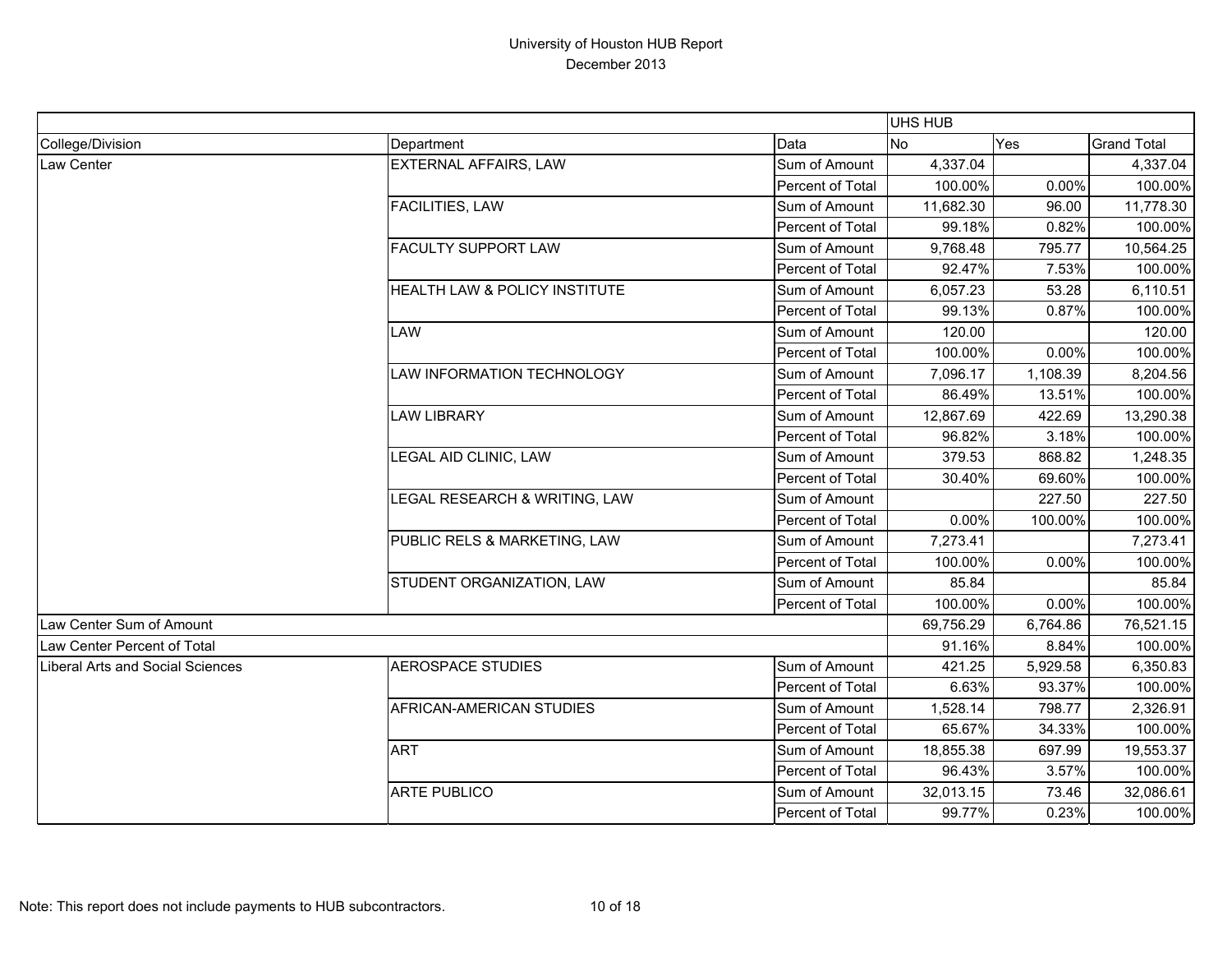# University of Houston HUB Report

December 2013

| | | | UHS HUB | | |
|---|---|---|---|---|---|
| College/Division | Department | Data | No | Yes | Grand Total |
| Law Center | EXTERNAL AFFAIRS, LAW | Sum of Amount | 4,337.04 | | 4,337.04 |
| | | Percent of Total | 100.00% | 0.00% | 100.00% |
| | FACILITIES, LAW | Sum of Amount | 11,682.30 | 96.00 | 11,778.30 |
| | | Percent of Total | 99.18% | 0.82% | 100.00% |
| | FACULTY SUPPORT LAW | Sum of Amount | 9,768.48 | 795.77 | 10,564.25 |
| | | Percent of Total | 92.47% | 7.53% | 100.00% |
| | HEALTH LAW & POLICY INSTITUTE | Sum of Amount | 6,057.23 | 53.28 | 6,110.51 |
| | | Percent of Total | 99.13% | 0.87% | 100.00% |
| | LAW | Sum of Amount | 120.00 | | 120.00 |
| | | Percent of Total | 100.00% | 0.00% | 100.00% |
| | LAW INFORMATION TECHNOLOGY | Sum of Amount | 7,096.17 | 1,108.39 | 8,204.56 |
| | | Percent of Total | 86.49% | 13.51% | 100.00% |
| | LAW LIBRARY | Sum of Amount | 12,867.69 | 422.69 | 13,290.38 |
| | | Percent of Total | 96.82% | 3.18% | 100.00% |
| | LEGAL AID CLINIC, LAW | Sum of Amount | 379.53 | 868.82 | 1,248.35 |
| | | Percent of Total | 30.40% | 69.60% | 100.00% |
| | LEGAL RESEARCH & WRITING, LAW | Sum of Amount | | 227.50 | 227.50 |
| | | Percent of Total | 0.00% | 100.00% | 100.00% |
| | PUBLIC RELS & MARKETING, LAW | Sum of Amount | 7,273.41 | | 7,273.41 |
| | | Percent of Total | 100.00% | 0.00% | 100.00% |
| | STUDENT ORGANIZATION, LAW | Sum of Amount | 85.84 | | 85.84 |
| | | Percent of Total | 100.00% | 0.00% | 100.00% |
| Law Center Sum of Amount | | | 69,756.29 | 6,764.86 | 76,521.15 |
| Law Center Percent of Total | | | 91.16% | 8.84% | 100.00% |
| Liberal Arts and Social Sciences | AEROSPACE STUDIES | Sum of Amount | 421.25 | 5,929.58 | 6,350.83 |
| | | Percent of Total | 6.63% | 93.37% | 100.00% |
| | AFRICAN-AMERICAN STUDIES | Sum of Amount | 1,528.14 | 798.77 | 2,326.91 |
| | | Percent of Total | 65.67% | 34.33% | 100.00% |
| | ART | Sum of Amount | 18,855.38 | 697.99 | 19,553.37 |
| | | Percent of Total | 96.43% | 3.57% | 100.00% |
| | ARTE PUBLICO | Sum of Amount | 32,013.15 | 73.46 | 32,086.61 |
| | | Percent of Total | 99.77% | 0.23% | 100.00% |

Note: This report does not include payments to HUB subcontractors.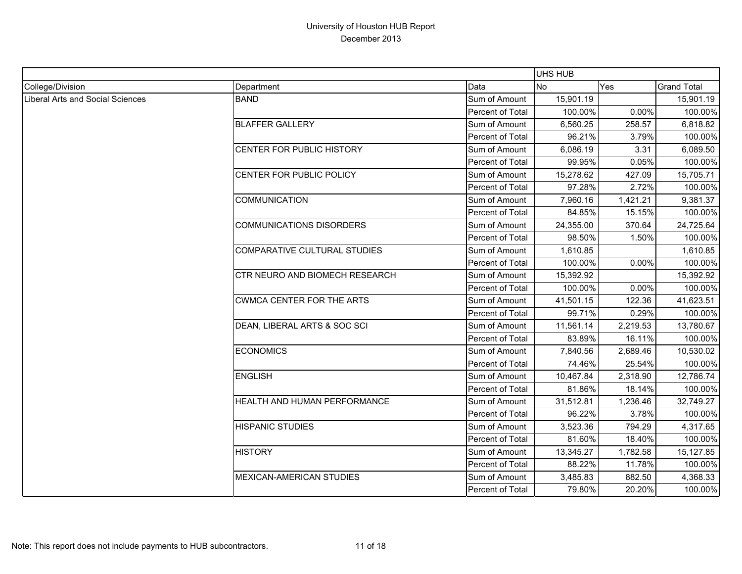# University of Houston HUB Report
December 2013

| | | | UHS HUB | | |
|---|---|---|---|---|---|
| College/Division | Department | Data | No | Yes | Grand Total |
| Liberal Arts and Social Sciences | BAND | Sum of Amount | 15,901.19 | | 15,901.19 |
| | | Percent of Total | 100.00% | 0.00% | 100.00% |
| | BLAFFER GALLERY | Sum of Amount | 6,560.25 | 258.57 | 6,818.82 |
| | | Percent of Total | 96.21% | 3.79% | 100.00% |
| | CENTER FOR PUBLIC HISTORY | Sum of Amount | 6,086.19 | 3.31 | 6,089.50 |
| | | Percent of Total | 99.95% | 0.05% | 100.00% |
| | CENTER FOR PUBLIC POLICY | Sum of Amount | 15,278.62 | 427.09 | 15,705.71 |
| | | Percent of Total | 97.28% | 2.72% | 100.00% |
| | COMMUNICATION | Sum of Amount | 7,960.16 | 1,421.21 | 9,381.37 |
| | | Percent of Total | 84.85% | 15.15% | 100.00% |
| | COMMUNICATIONS DISORDERS | Sum of Amount | 24,355.00 | 370.64 | 24,725.64 |
| | | Percent of Total | 98.50% | 1.50% | 100.00% |
| | COMPARATIVE CULTURAL STUDIES | Sum of Amount | 1,610.85 | | 1,610.85 |
| | | Percent of Total | 100.00% | 0.00% | 100.00% |
| | CTR NEURO AND BIOMECH RESEARCH | Sum of Amount | 15,392.92 | | 15,392.92 |
| | | Percent of Total | 100.00% | 0.00% | 100.00% |
| | CWMCA CENTER FOR THE ARTS | Sum of Amount | 41,501.15 | 122.36 | 41,623.51 |
| | | Percent of Total | 99.71% | 0.29% | 100.00% |
| | DEAN, LIBERAL ARTS & SOC SCI | Sum of Amount | 11,561.14 | 2,219.53 | 13,780.67 |
| | | Percent of Total | 83.89% | 16.11% | 100.00% |
| | ECONOMICS | Sum of Amount | 7,840.56 | 2,689.46 | 10,530.02 |
| | | Percent of Total | 74.46% | 25.54% | 100.00% |
| | ENGLISH | Sum of Amount | 10,467.84 | 2,318.90 | 12,786.74 |
| | | Percent of Total | 81.86% | 18.14% | 100.00% |
| | HEALTH AND HUMAN PERFORMANCE | Sum of Amount | 31,512.81 | 1,236.46 | 32,749.27 |
| | | Percent of Total | 96.22% | 3.78% | 100.00% |
| | HISPANIC STUDIES | Sum of Amount | 3,523.36 | 794.29 | 4,317.65 |
| | | Percent of Total | 81.60% | 18.40% | 100.00% |
| | HISTORY | Sum of Amount | 13,345.27 | 1,782.58 | 15,127.85 |
| | | Percent of Total | 88.22% | 11.78% | 100.00% |
| | MEXICAN-AMERICAN STUDIES | Sum of Amount | 3,485.83 | 882.50 | 4,368.33 |
| | | Percent of Total | 79.80% | 20.20% | 100.00% |

Note: This report does not include payments to HUB subcontractors.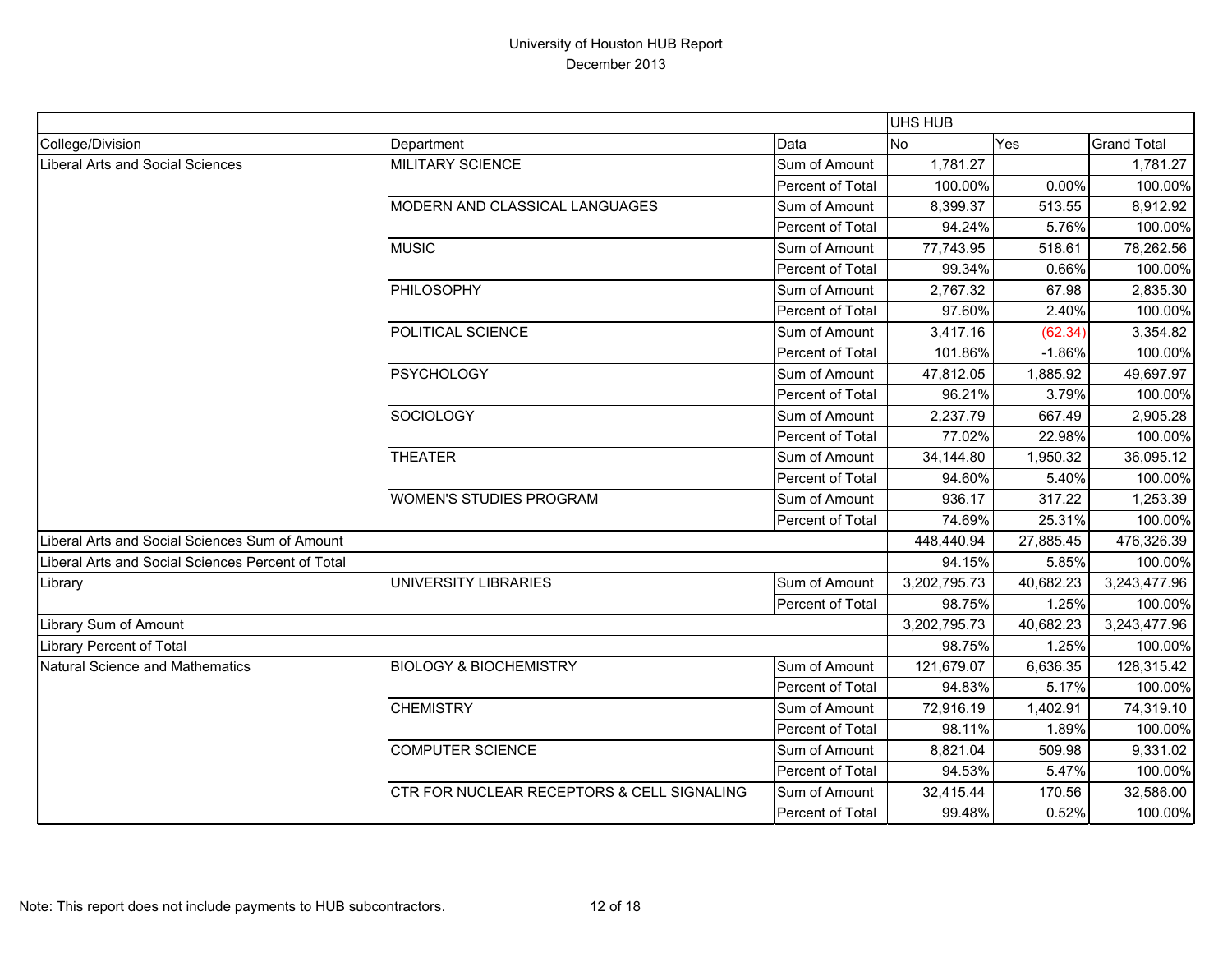# University of Houston HUB Report

December 2013

| | | | UHS HUB | | |
|---|---|---|---|---|---|
| College/Division | Department | Data | No | Yes | Grand Total |
| Liberal Arts and Social Sciences | MILITARY SCIENCE | Sum of Amount | 1,781.27 | | 1,781.27 |
| | | Percent of Total | 100.00% | 0.00% | 100.00% |
| | MODERN AND CLASSICAL LANGUAGES | Sum of Amount | 8,399.37 | 513.55 | 8,912.92 |
| | | Percent of Total | 94.24% | 5.76% | 100.00% |
| | MUSIC | Sum of Amount | 77,743.95 | 518.61 | 78,262.56 |
| | | Percent of Total | 99.34% | 0.66% | 100.00% |
| | PHILOSOPHY | Sum of Amount | 2,767.32 | 67.98 | 2,835.30 |
| | | Percent of Total | 97.60% | 2.40% | 100.00% |
| | POLITICAL SCIENCE | Sum of Amount | 3,417.16 | (62.34) | 3,354.82 |
| | | Percent of Total | 101.86% | -1.86% | 100.00% |
| | PSYCHOLOGY | Sum of Amount | 47,812.05 | 1,885.92 | 49,697.97 |
| | | Percent of Total | 96.21% | 3.79% | 100.00% |
| | SOCIOLOGY | Sum of Amount | 2,237.79 | 667.49 | 2,905.28 |
| | | Percent of Total | 77.02% | 22.98% | 100.00% |
| | THEATER | Sum of Amount | 34,144.80 | 1,950.32 | 36,095.12 |
| | | Percent of Total | 94.60% | 5.40% | 100.00% |
| | WOMEN'S STUDIES PROGRAM | Sum of Amount | 936.17 | 317.22 | 1,253.39 |
| | | Percent of Total | 74.69% | 25.31% | 100.00% |
| Liberal Arts and Social Sciences Sum of Amount | | | 448,440.94 | 27,885.45 | 476,326.39 |
| Liberal Arts and Social Sciences Percent of Total | | | 94.15% | 5.85% | 100.00% |
| Library | UNIVERSITY LIBRARIES | Sum of Amount | 3,202,795.73 | 40,682.23 | 3,243,477.96 |
| | | Percent of Total | 98.75% | 1.25% | 100.00% |
| Library Sum of Amount | | | 3,202,795.73 | 40,682.23 | 3,243,477.96 |
| Library Percent of Total | | | 98.75% | 1.25% | 100.00% |
| Natural Science and Mathematics | BIOLOGY & BIOCHEMISTRY | Sum of Amount | 121,679.07 | 6,636.35 | 128,315.42 |
| | | Percent of Total | 94.83% | 5.17% | 100.00% |
| | CHEMISTRY | Sum of Amount | 72,916.19 | 1,402.91 | 74,319.10 |
| | | Percent of Total | 98.11% | 1.89% | 100.00% |
| | COMPUTER SCIENCE | Sum of Amount | 8,821.04 | 509.98 | 9,331.02 |
| | | Percent of Total | 94.53% | 5.47% | 100.00% |
| | CTR FOR NUCLEAR RECEPTORS & CELL SIGNALING | Sum of Amount | 32,415.44 | 170.56 | 32,586.00 |
| | | Percent of Total | 99.48% | 0.52% | 100.00% |

Note: This report does not include payments to HUB subcontractors.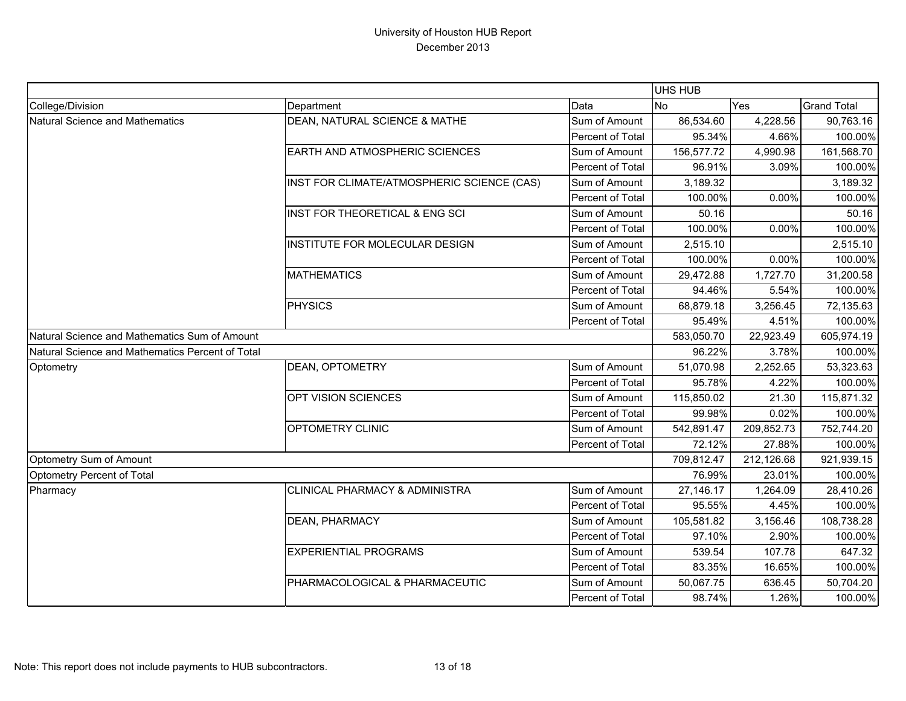University of Houston HUB Report

December 2013

| | | | UHS HUB | | |
|---|---|---|---|---|---|
| College/Division | Department | Data | No | Yes | Grand Total |
| Natural Science and Mathematics | DEAN, NATURAL SCIENCE & MATHE | Sum of Amount | 86,534.60 | 4,228.56 | 90,763.16 |
| | | Percent of Total | 95.34% | 4.66% | 100.00% |
| | EARTH AND ATMOSPHERIC SCIENCES | Sum of Amount | 156,577.72 | 4,990.98 | 161,568.70 |
| | | Percent of Total | 96.91% | 3.09% | 100.00% |
| | INST FOR CLIMATE/ATMOSPHERIC SCIENCE (CAS) | Sum of Amount | 3,189.32 | | 3,189.32 |
| | | Percent of Total | 100.00% | 0.00% | 100.00% |
| | INST FOR THEORETICAL & ENG SCI | Sum of Amount | 50.16 | | 50.16 |
| | | Percent of Total | 100.00% | 0.00% | 100.00% |
| | INSTITUTE FOR MOLECULAR DESIGN | Sum of Amount | 2,515.10 | | 2,515.10 |
| | | Percent of Total | 100.00% | 0.00% | 100.00% |
| | MATHEMATICS | Sum of Amount | 29,472.88 | 1,727.70 | 31,200.58 |
| | | Percent of Total | 94.46% | 5.54% | 100.00% |
| | PHYSICS | Sum of Amount | 68,879.18 | 3,256.45 | 72,135.63 |
| | | Percent of Total | 95.49% | 4.51% | 100.00% |
| Natural Science and Mathematics Sum of Amount | | | 583,050.70 | 22,923.49 | 605,974.19 |
| Natural Science and Mathematics Percent of Total | | | 96.22% | 3.78% | 100.00% |
| Optometry | DEAN, OPTOMETRY | Sum of Amount | 51,070.98 | 2,252.65 | 53,323.63 |
| | | Percent of Total | 95.78% | 4.22% | 100.00% |
| | OPT VISION SCIENCES | Sum of Amount | 115,850.02 | 21.30 | 115,871.32 |
| | | Percent of Total | 99.98% | 0.02% | 100.00% |
| | OPTOMETRY CLINIC | Sum of Amount | 542,891.47 | 209,852.73 | 752,744.20 |
| | | Percent of Total | 72.12% | 27.88% | 100.00% |
| Optometry Sum of Amount | | | 709,812.47 | 212,126.68 | 921,939.15 |
| Optometry Percent of Total | | | 76.99% | 23.01% | 100.00% |
| Pharmacy | CLINICAL PHARMACY & ADMINISTRA | Sum of Amount | 27,146.17 | 1,264.09 | 28,410.26 |
| | | Percent of Total | 95.55% | 4.45% | 100.00% |
| | DEAN, PHARMACY | Sum of Amount | 105,581.82 | 3,156.46 | 108,738.28 |
| | | Percent of Total | 97.10% | 2.90% | 100.00% |
| | EXPERIENTIAL PROGRAMS | Sum of Amount | 539.54 | 107.78 | 647.32 |
| | | Percent of Total | 83.35% | 16.65% | 100.00% |
| | PHARMACOLOGICAL & PHARMACEUTIC | Sum of Amount | 50,067.75 | 636.45 | 50,704.20 |
| | | Percent of Total | 98.74% | 1.26% | 100.00% |

Note: This report does not include payments to HUB subcontractors.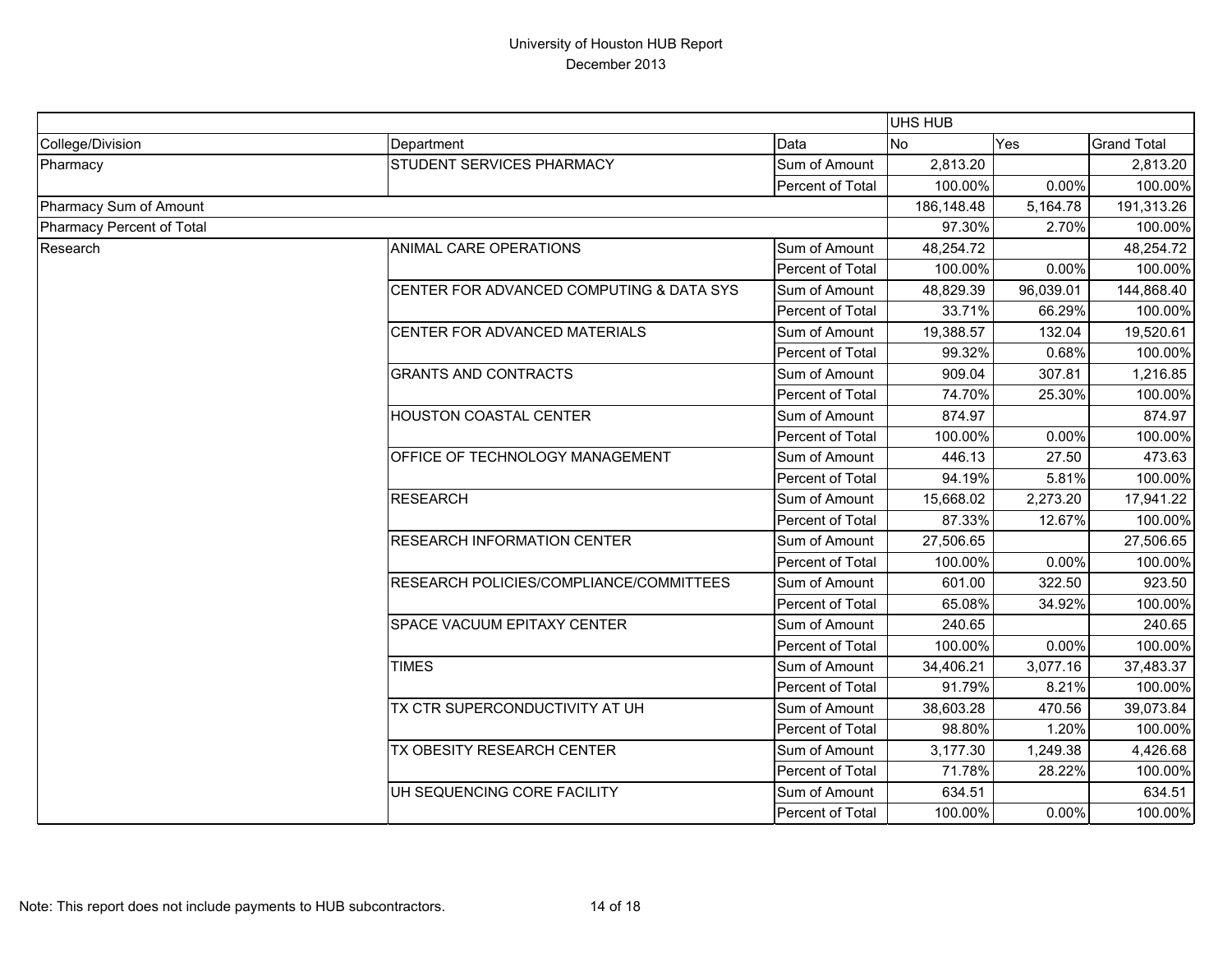# University of Houston HUB Report
## December 2013

| | | | UHS HUB | | |
|---|---|---|---|---|---|
| College/Division | Department | Data | No | Yes | Grand Total |
| Pharmacy | STUDENT SERVICES PHARMACY | Sum of Amount | 2,813.20 | | 2,813.20 |
| | | Percent of Total | 100.00% | 0.00% | 100.00% |
| Pharmacy Sum of Amount | | | 186,148.48 | 5,164.78 | 191,313.26 |
| Pharmacy Percent of Total | | | 97.30% | 2.70% | 100.00% |
| Research | ANIMAL CARE OPERATIONS | Sum of Amount | 48,254.72 | | 48,254.72 |
| | | Percent of Total | 100.00% | 0.00% | 100.00% |
| | CENTER FOR ADVANCED COMPUTING & DATA SYS | Sum of Amount | 48,829.39 | 96,039.01 | 144,868.40 |
| | | Percent of Total | 33.71% | 66.29% | 100.00% |
| | CENTER FOR ADVANCED MATERIALS | Sum of Amount | 19,388.57 | 132.04 | 19,520.61 |
| | | Percent of Total | 99.32% | 0.68% | 100.00% |
| | GRANTS AND CONTRACTS | Sum of Amount | 909.04 | 307.81 | 1,216.85 |
| | | Percent of Total | 74.70% | 25.30% | 100.00% |
| | HOUSTON COASTAL CENTER | Sum of Amount | 874.97 | | 874.97 |
| | | Percent of Total | 100.00% | 0.00% | 100.00% |
| | OFFICE OF TECHNOLOGY MANAGEMENT | Sum of Amount | 446.13 | 27.50 | 473.63 |
| | | Percent of Total | 94.19% | 5.81% | 100.00% |
| | RESEARCH | Sum of Amount | 15,668.02 | 2,273.20 | 17,941.22 |
| | | Percent of Total | 87.33% | 12.67% | 100.00% |
| | RESEARCH INFORMATION CENTER | Sum of Amount | 27,506.65 | | 27,506.65 |
| | | Percent of Total | 100.00% | 0.00% | 100.00% |
| | RESEARCH POLICIES/COMPLIANCE/COMMITTEES | Sum of Amount | 601.00 | 322.50 | 923.50 |
| | | Percent of Total | 65.08% | 34.92% | 100.00% |
| | SPACE VACUUM EPITAXY CENTER | Sum of Amount | 240.65 | | 240.65 |
| | | Percent of Total | 100.00% | 0.00% | 100.00% |
| | TIMES | Sum of Amount | 34,406.21 | 3,077.16 | 37,483.37 |
| | | Percent of Total | 91.79% | 8.21% | 100.00% |
| | TX CTR SUPERCONDUCTIVITY AT UH | Sum of Amount | 38,603.28 | 470.56 | 39,073.84 |
| | | Percent of Total | 98.80% | 1.20% | 100.00% |
| | TX OBESITY RESEARCH CENTER | Sum of Amount | 3,177.30 | 1,249.38 | 4,426.68 |
| | | Percent of Total | 71.78% | 28.22% | 100.00% |
| | UH SEQUENCING CORE FACILITY | Sum of Amount | 634.51 | | 634.51 |
| | | Percent of Total | 100.00% | 0.00% | 100.00% |

Note: This report does not include payments to HUB subcontractors.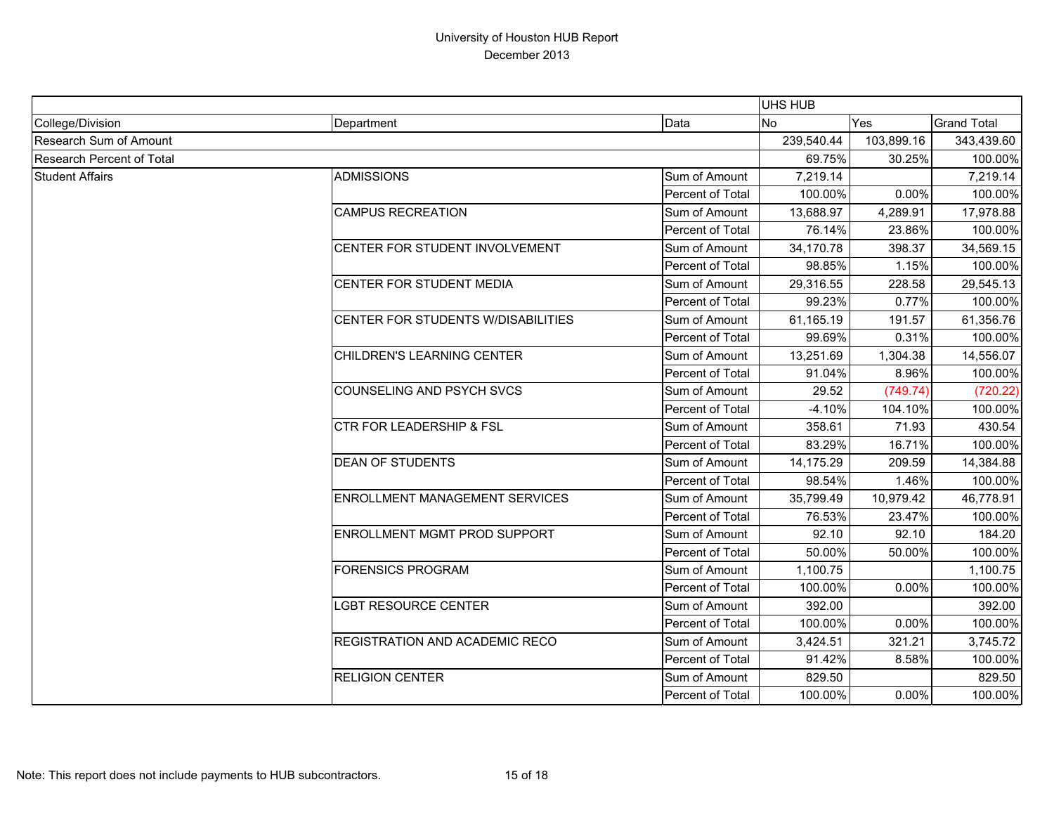# University of Houston HUB Report

December 2013

| | | | UHS HUB | | |
|---|---|---|---|---|---|
| College/Division | Department | Data | No | Yes | Grand Total |
| Research Sum of Amount | | | 239,540.44 | 103,899.16 | 343,439.60 |
| Research Percent of Total | | | 69.75% | 30.25% | 100.00% |
| Student Affairs | ADMISSIONS | Sum of Amount | 7,219.14 | | 7,219.14 |
| | | Percent of Total | 100.00% | 0.00% | 100.00% |
| | CAMPUS RECREATION | Sum of Amount | 13,688.97 | 4,289.91 | 17,978.88 |
| | | Percent of Total | 76.14% | 23.86% | 100.00% |
| | CENTER FOR STUDENT INVOLVEMENT | Sum of Amount | 34,170.78 | 398.37 | 34,569.15 |
| | | Percent of Total | 98.85% | 1.15% | 100.00% |
| | CENTER FOR STUDENT MEDIA | Sum of Amount | 29,316.55 | 228.58 | 29,545.13 |
| | | Percent of Total | 99.23% | 0.77% | 100.00% |
| | CENTER FOR STUDENTS W/DISABILITIES | Sum of Amount | 61,165.19 | 191.57 | 61,356.76 |
| | | Percent of Total | 99.69% | 0.31% | 100.00% |
| | CHILDREN'S LEARNING CENTER | Sum of Amount | 13,251.69 | 1,304.38 | 14,556.07 |
| | | Percent of Total | 91.04% | 8.96% | 100.00% |
| | COUNSELING AND PSYCH SVCS | Sum of Amount | 29.52 | (749.74) | (720.22) |
| | | Percent of Total | -4.10% | 104.10% | 100.00% |
| | CTR FOR LEADERSHIP & FSL | Sum of Amount | 358.61 | 71.93 | 430.54 |
| | | Percent of Total | 83.29% | 16.71% | 100.00% |
| | DEAN OF STUDENTS | Sum of Amount | 14,175.29 | 209.59 | 14,384.88 |
| | | Percent of Total | 98.54% | 1.46% | 100.00% |
| | ENROLLMENT MANAGEMENT SERVICES | Sum of Amount | 35,799.49 | 10,979.42 | 46,778.91 |
| | | Percent of Total | 76.53% | 23.47% | 100.00% |
| | ENROLLMENT MGMT PROD SUPPORT | Sum of Amount | 92.10 | 92.10 | 184.20 |
| | | Percent of Total | 50.00% | 50.00% | 100.00% |
| | FORENSICS PROGRAM | Sum of Amount | 1,100.75 | | 1,100.75 |
| | | Percent of Total | 100.00% | 0.00% | 100.00% |
| | LGBT RESOURCE CENTER | Sum of Amount | 392.00 | | 392.00 |
| | | Percent of Total | 100.00% | 0.00% | 100.00% |
| | REGISTRATION AND ACADEMIC RECO | Sum of Amount | 3,424.51 | 321.21 | 3,745.72 |
| | | Percent of Total | 91.42% | 8.58% | 100.00% |
| | RELIGION CENTER | Sum of Amount | 829.50 | | 829.50 |
| | | Percent of Total | 100.00% | 0.00% | 100.00% |

Note: This report does not include payments to HUB subcontractors.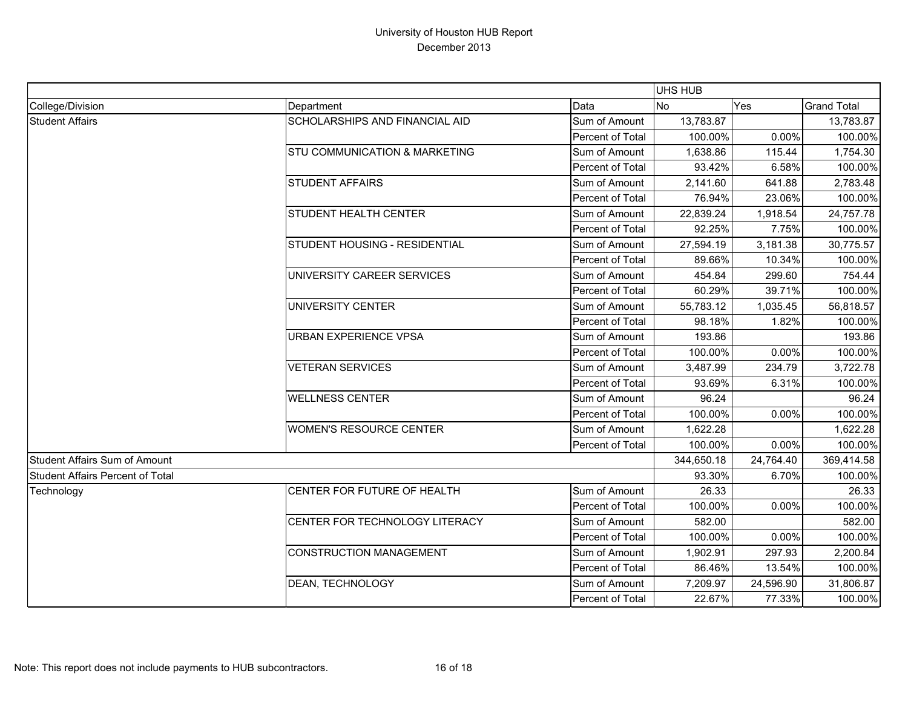# University of Houston HUB Report

December 2013

| | | | UHS HUB | | |
|---|---|---|---|---|---|
| College/Division | Department | Data | No | Yes | Grand Total |
| Student Affairs | SCHOLARSHIPS AND FINANCIAL AID | Sum of Amount | 13,783.87 | | 13,783.87 |
| | | Percent of Total | 100.00% | 0.00% | 100.00% |
| | STU COMMUNICATION & MARKETING | Sum of Amount | 1,638.86 | 115.44 | 1,754.30 |
| | | Percent of Total | 93.42% | 6.58% | 100.00% |
| | STUDENT AFFAIRS | Sum of Amount | 2,141.60 | 641.88 | 2,783.48 |
| | | Percent of Total | 76.94% | 23.06% | 100.00% |
| | STUDENT HEALTH CENTER | Sum of Amount | 22,839.24 | 1,918.54 | 24,757.78 |
| | | Percent of Total | 92.25% | 7.75% | 100.00% |
| | STUDENT HOUSING - RESIDENTIAL | Sum of Amount | 27,594.19 | 3,181.38 | 30,775.57 |
| | | Percent of Total | 89.66% | 10.34% | 100.00% |
| | UNIVERSITY CAREER SERVICES | Sum of Amount | 454.84 | 299.60 | 754.44 |
| | | Percent of Total | 60.29% | 39.71% | 100.00% |
| | UNIVERSITY CENTER | Sum of Amount | 55,783.12 | 1,035.45 | 56,818.57 |
| | | Percent of Total | 98.18% | 1.82% | 100.00% |
| | URBAN EXPERIENCE VPSA | Sum of Amount | 193.86 | | 193.86 |
| | | Percent of Total | 100.00% | 0.00% | 100.00% |
| | VETERAN SERVICES | Sum of Amount | 3,487.99 | 234.79 | 3,722.78 |
| | | Percent of Total | 93.69% | 6.31% | 100.00% |
| | WELLNESS CENTER | Sum of Amount | 96.24 | | 96.24 |
| | | Percent of Total | 100.00% | 0.00% | 100.00% |
| | WOMEN'S RESOURCE CENTER | Sum of Amount | 1,622.28 | | 1,622.28 |
| | | Percent of Total | 100.00% | 0.00% | 100.00% |
| Student Affairs Sum of Amount | | | 344,650.18 | 24,764.40 | 369,414.58 |
| Student Affairs Percent of Total | | | 93.30% | 6.70% | 100.00% |
| Technology | CENTER FOR FUTURE OF HEALTH | Sum of Amount | 26.33 | | 26.33 |
| | | Percent of Total | 100.00% | 0.00% | 100.00% |
| | CENTER FOR TECHNOLOGY LITERACY | Sum of Amount | 582.00 | | 582.00 |
| | | Percent of Total | 100.00% | 0.00% | 100.00% |
| | CONSTRUCTION MANAGEMENT | Sum of Amount | 1,902.91 | 297.93 | 2,200.84 |
| | | Percent of Total | 86.46% | 13.54% | 100.00% |
| | DEAN, TECHNOLOGY | Sum of Amount | 7,209.97 | 24,596.90 | 31,806.87 |
| | | Percent of Total | 22.67% | 77.33% | 100.00% |

Note: This report does not include payments to HUB subcontractors.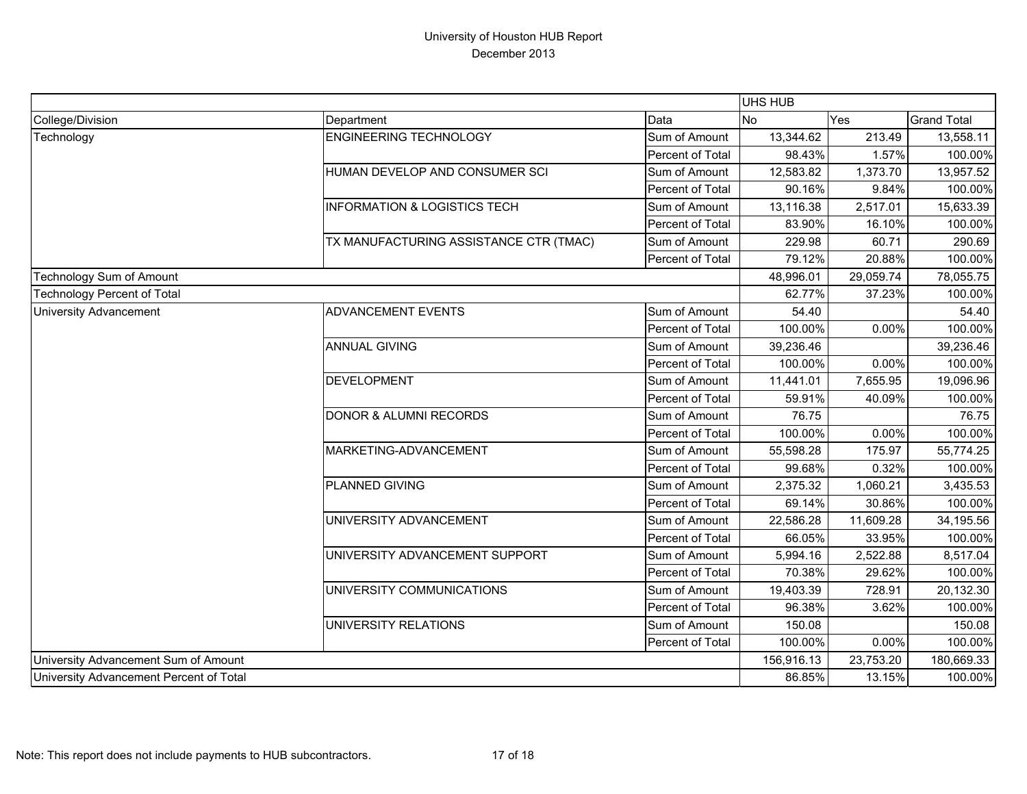# University of Houston HUB Report

December 2013

| | | | UHS HUB | | |
|---|---|---|---|---|---|
| College/Division | Department | Data | No | Yes | Grand Total |
| Technology | ENGINEERING TECHNOLOGY | Sum of Amount | 13,344.62 | 213.49 | 13,558.11 |
| | | Percent of Total | 98.43% | 1.57% | 100.00% |
| | HUMAN DEVELOP AND CONSUMER SCI | Sum of Amount | 12,583.82 | 1,373.70 | 13,957.52 |
| | | Percent of Total | 90.16% | 9.84% | 100.00% |
| | INFORMATION & LOGISTICS TECH | Sum of Amount | 13,116.38 | 2,517.01 | 15,633.39 |
| | | Percent of Total | 83.90% | 16.10% | 100.00% |
| | TX MANUFACTURING ASSISTANCE CTR (TMAC) | Sum of Amount | 229.98 | 60.71 | 290.69 |
| | | Percent of Total | 79.12% | 20.88% | 100.00% |
| Technology Sum of Amount | | | 48,996.01 | 29,059.74 | 78,055.75 |
| Technology Percent of Total | | | 62.77% | 37.23% | 100.00% |
| University Advancement | ADVANCEMENT EVENTS | Sum of Amount | 54.40 | | 54.40 |
| | | Percent of Total | 100.00% | 0.00% | 100.00% |
| | ANNUAL GIVING | Sum of Amount | 39,236.46 | | 39,236.46 |
| | | Percent of Total | 100.00% | 0.00% | 100.00% |
| | DEVELOPMENT | Sum of Amount | 11,441.01 | 7,655.95 | 19,096.96 |
| | | Percent of Total | 59.91% | 40.09% | 100.00% |
| | DONOR & ALUMNI RECORDS | Sum of Amount | 76.75 | | 76.75 |
| | | Percent of Total | 100.00% | 0.00% | 100.00% |
| | MARKETING-ADVANCEMENT | Sum of Amount | 55,598.28 | 175.97 | 55,774.25 |
| | | Percent of Total | 99.68% | 0.32% | 100.00% |
| | PLANNED GIVING | Sum of Amount | 2,375.32 | 1,060.21 | 3,435.53 |
| | | Percent of Total | 69.14% | 30.86% | 100.00% |
| | UNIVERSITY ADVANCEMENT | Sum of Amount | 22,586.28 | 11,609.28 | 34,195.56 |
| | | Percent of Total | 66.05% | 33.95% | 100.00% |
| | UNIVERSITY ADVANCEMENT SUPPORT | Sum of Amount | 5,994.16 | 2,522.88 | 8,517.04 |
| | | Percent of Total | 70.38% | 29.62% | 100.00% |
| | UNIVERSITY COMMUNICATIONS | Sum of Amount | 19,403.39 | 728.91 | 20,132.30 |
| | | Percent of Total | 96.38% | 3.62% | 100.00% |
| | UNIVERSITY RELATIONS | Sum of Amount | 150.08 | | 150.08 |
| | | Percent of Total | 100.00% | 0.00% | 100.00% |
| University Advancement Sum of Amount | | | 156,916.13 | 23,753.20 | 180,669.33 |
| University Advancement Percent of Total | | | 86.85% | 13.15% | 100.00% |

Note: This report does not include payments to HUB subcontractors.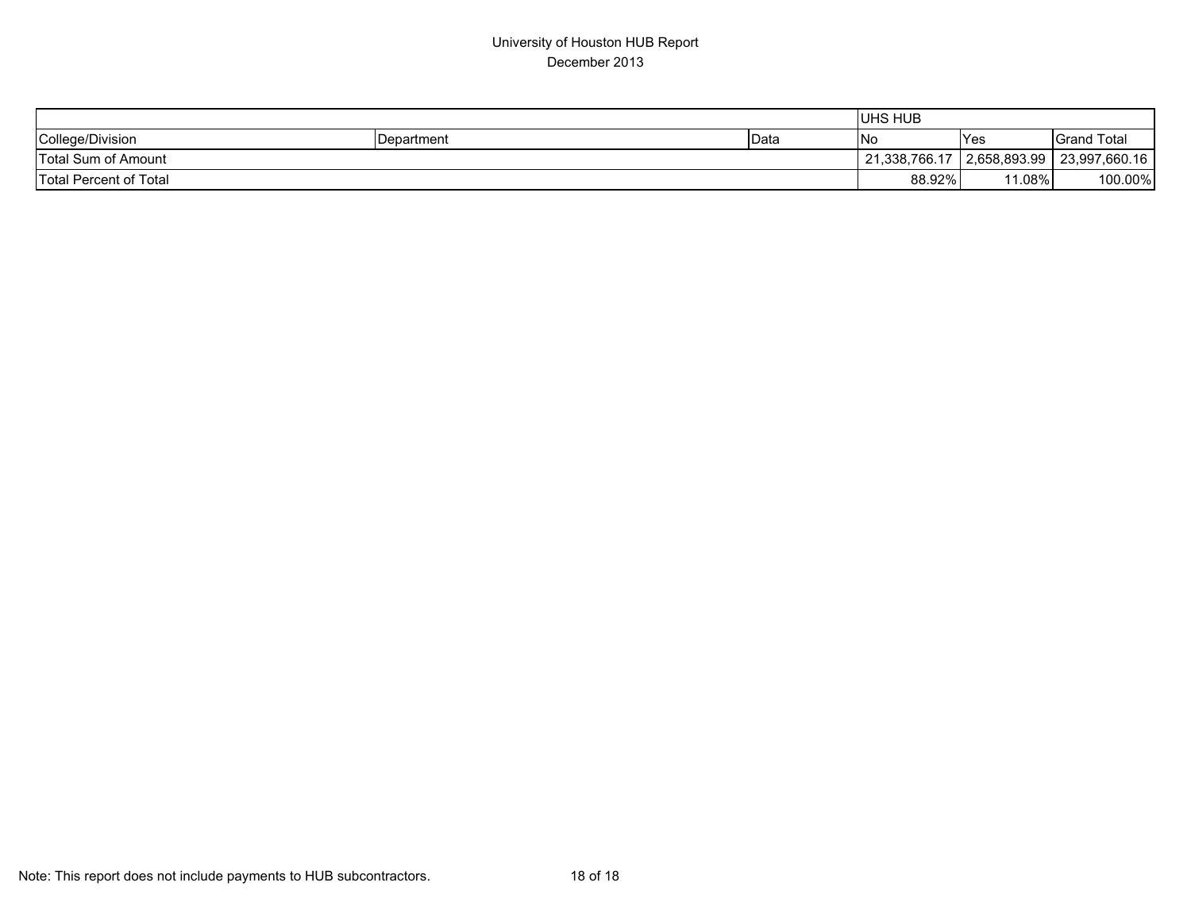University of Houston HUB Report
December 2013

| | | | UHS HUB | | |
|---|---|---|---|---|---|
| College/Division | Department | Data | No | Yes | Grand Total |
| Total Sum of Amount | | | 21,338,766.17 | 2,658,893.99 | 23,997,660.16 |
| Total Percent of Total | | | 88.92% | 11.08% | 100.00% |

Note: This report does not include payments to HUB subcontractors.